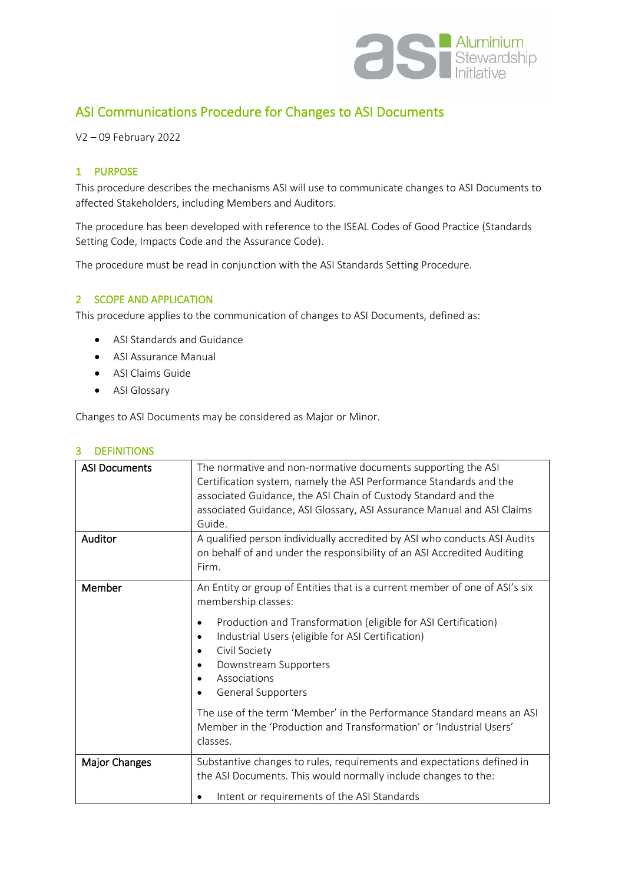# ASI Communications Procedure for Changes to ASI Documents

V2 – 09 February 2022

## 1 PURPOSE

This procedure describes the mechanisms ASI will use to communicate changes to ASI Documents to affected Stakeholders, including Members and Auditors.

The procedure has been developed with reference to the ISEAL Codes of Good Practice (Standards Setting Code, Impacts Code and the Assurance Code).

The procedure must be read in conjunction with the ASI Standards Setting Procedure.

## 2 SCOPE AND APPLICATION

This procedure applies to the communication of changes to ASI Documents, defined as:

- ASI Standards and Guidance
- ASI Assurance Manual
- ASI Claims Guide
- ASI Glossary

Changes to ASI Documents may be considered as Major or Minor.

## 3 DEFINITIONS

| | |
|---|---|
| **ASI Documents** | The normative and non-normative documents supporting the ASI Certification system, namely the ASI Performance Standards and the associated Guidance, the ASI Chain of Custody Standard and the associated Guidance, ASI Glossary, ASI Assurance Manual and ASI Claims Guide. |
| **Auditor** | A qualified person individually accredited by ASI who conducts ASI Audits on behalf of and under the responsibility of an ASI Accredited Auditing Firm. |
| **Member** | An Entity or group of Entities that is a current member of one of ASI's six membership classes:<br>• Production and Transformation (eligible for ASI Certification)<br>• Industrial Users (eligible for ASI Certification)<br>• Civil Society<br>• Downstream Supporters<br>• Associations<br>• General Supporters<br>The use of the term 'Member' in the Performance Standard means an ASI Member in the 'Production and Transformation' or 'Industrial Users' classes. |
| **Major Changes** | Substantive changes to rules, requirements and expectations defined in the ASI Documents. This would normally include changes to the:<br>• Intent or requirements of the ASI Standards |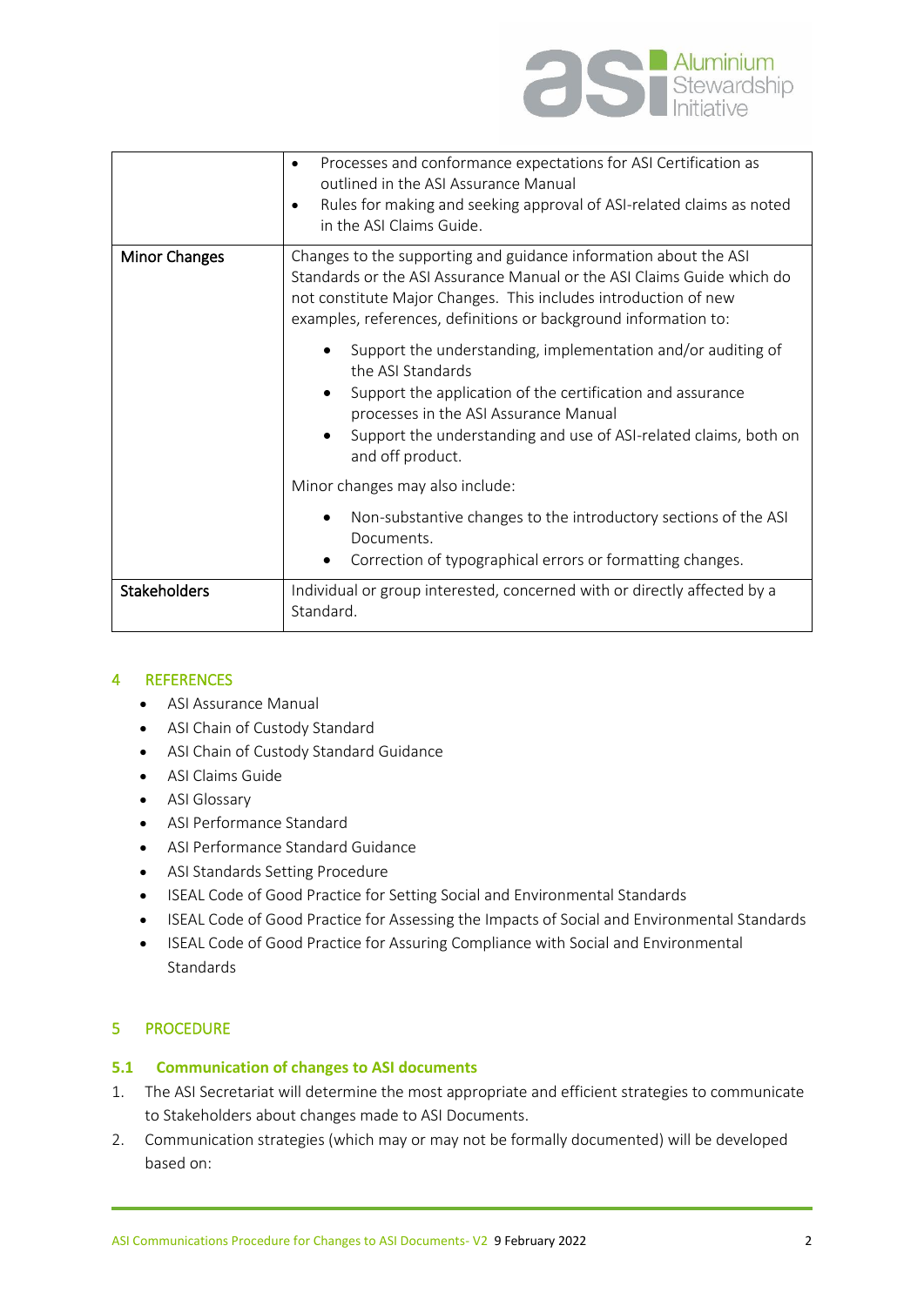| | |
|---|---|
| | • Processes and conformance expectations for ASI Certification as outlined in the ASI Assurance Manual<br>• Rules for making and seeking approval of ASI-related claims as noted in the ASI Claims Guide. |
| Minor Changes | Changes to the supporting and guidance information about the ASI Standards or the ASI Assurance Manual or the ASI Claims Guide which do not constitute Major Changes. This includes introduction of new examples, references, definitions or background information to:<br>• Support the understanding, implementation and/or auditing of the ASI Standards<br>• Support the application of the certification and assurance processes in the ASI Assurance Manual<br>• Support the understanding and use of ASI-related claims, both on and off product.<br>Minor changes may also include:<br>• Non-substantive changes to the introductory sections of the ASI Documents.<br>• Correction of typographical errors or formatting changes. |
| Stakeholders | Individual or group interested, concerned with or directly affected by a Standard. |

## 4 REFERENCES

- ASI Assurance Manual
- ASI Chain of Custody Standard
- ASI Chain of Custody Standard Guidance
- ASI Claims Guide
- ASI Glossary
- ASI Performance Standard
- ASI Performance Standard Guidance
- ASI Standards Setting Procedure
- ISEAL Code of Good Practice for Setting Social and Environmental Standards
- ISEAL Code of Good Practice for Assessing the Impacts of Social and Environmental Standards
- ISEAL Code of Good Practice for Assuring Compliance with Social and Environmental Standards

## 5 PROCEDURE

### 5.1 Communication of changes to ASI documents

1. The ASI Secretariat will determine the most appropriate and efficient strategies to communicate to Stakeholders about changes made to ASI Documents.
2. Communication strategies (which may or may not be formally documented) will be developed based on: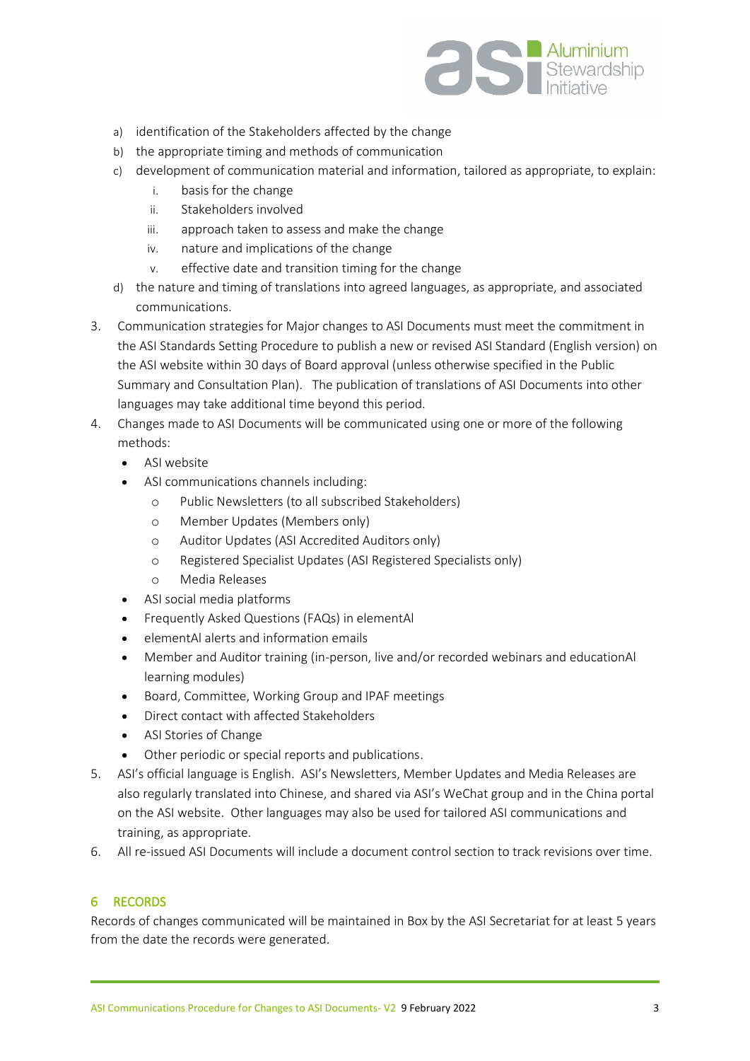a) identification of the Stakeholders affected by the change
b) the appropriate timing and methods of communication
c) development of communication material and information, tailored as appropriate, to explain:
    i. basis for the change
    ii. Stakeholders involved
    iii. approach taken to assess and make the change
    iv. nature and implications of the change
    v. effective date and transition timing for the change
d) the nature and timing of translations into agreed languages, as appropriate, and associated communications.

3. Communication strategies for Major changes to ASI Documents must meet the commitment in the ASI Standards Setting Procedure to publish a new or revised ASI Standard (English version) on the ASI website within 30 days of Board approval (unless otherwise specified in the Public Summary and Consultation Plan). The publication of translations of ASI Documents into other languages may take additional time beyond this period.
4. Changes made to ASI Documents will be communicated using one or more of the following methods:
    - ASI website
    - ASI communications channels including:
        - Public Newsletters (to all subscribed Stakeholders)
        - Member Updates (Members only)
        - Auditor Updates (ASI Accredited Auditors only)
        - Registered Specialist Updates (ASI Registered Specialists only)
        - Media Releases
    - ASI social media platforms
    - Frequently Asked Questions (FAQs) in elementAl
    - elementAl alerts and information emails
    - Member and Auditor training (in-person, live and/or recorded webinars and educationAl learning modules)
    - Board, Committee, Working Group and IPAF meetings
    - Direct contact with affected Stakeholders
    - ASI Stories of Change
    - Other periodic or special reports and publications.
5. ASI's official language is English. ASI's Newsletters, Member Updates and Media Releases are also regularly translated into Chinese, and shared via ASI's WeChat group and in the China portal on the ASI website. Other languages may also be used for tailored ASI communications and training, as appropriate.
6. All re-issued ASI Documents will include a document control section to track revisions over time.

## 6 RECORDS

Records of changes communicated will be maintained in Box by the ASI Secretariat for at least 5 years from the date the records were generated.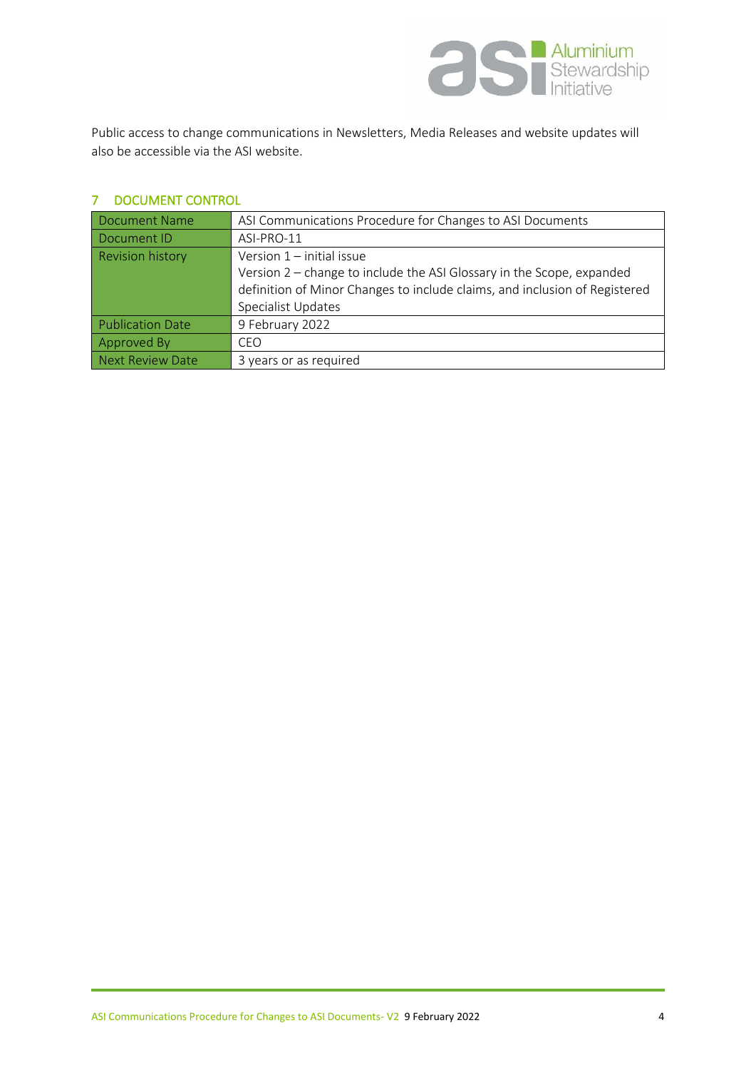Public access to change communications in Newsletters, Media Releases and website updates will also be accessible via the ASI website.

## 7 DOCUMENT CONTROL

| | |
|---|---|
| Document Name | ASI Communications Procedure for Changes to ASI Documents |
| Document ID | ASI-PRO-11 |
| Revision history | Version 1 – initial issue<br>Version 2 – change to include the ASI Glossary in the Scope, expanded definition of Minor Changes to include claims, and inclusion of Registered Specialist Updates |
| Publication Date | 9 February 2022 |
| Approved By | CEO |
| Next Review Date | 3 years or as required |